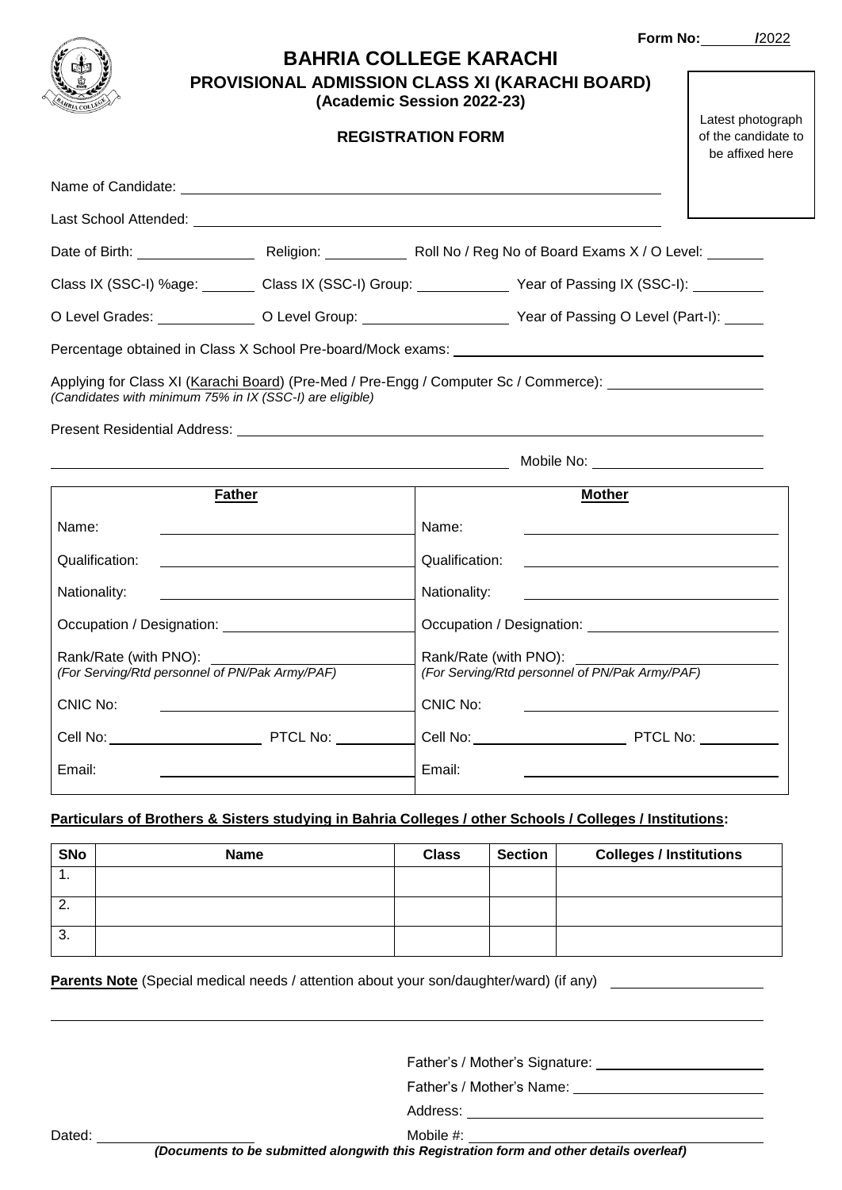**Form No: /2022**

# BAHRIA COLLEGE KARACHI

## PROVISIONAL ADMISSION CLASS XI (KARACHI BOARD)

**(Academic Session 2022-23)**

### REGISTRATION FORM

Latest photograph of the candidate to be affixed here

Name of Candidate: ____________________

Last School Attended: ____________________

Date of Birth: __________ Religion: __________ Roll No / Reg No of Board Exams X / O Level: __________

Class IX (SSC-I) %age: __________ Class IX (SSC-I) Group: __________ Year of Passing IX (SSC-I): __________

O Level Grades: __________ O Level Group: __________ Year of Passing O Level (Part-I): __________

Percentage obtained in Class X School Pre-board/Mock exams: ____________________

Applying for Class XI (Karachi Board) (Pre-Med / Pre-Engg / Computer Sc / Commerce): ____________________
*(Candidates with minimum 75% in IX (SSC-I) are eligible)*

Present Residential Address: ____________________

____________________ Mobile No: __________

| **Father** | **Mother** |
|---|---|
| Name: | Name: |
| Qualification: | Qualification: |
| Nationality: | Nationality: |
| Occupation / Designation: | Occupation / Designation: |
| Rank/Rate (with PNO): *(For Serving/Rtd personnel of PN/Pak Army/PAF)* | Rank/Rate (with PNO): *(For Serving/Rtd personnel of PN/Pak Army/PAF)* |
| CNIC No: | CNIC No: |
| Cell No: PTCL No: | Cell No: PTCL No: |
| Email: | Email: |

**Particulars of Brothers & Sisters studying in Bahria Colleges / other Schools / Colleges / Institutions:**

| SNo | Name | Class | Section | Colleges / Institutions |
|---|---|---|---|---|
| 1. | | | | |
| 2. | | | | |
| 3. | | | | |

**Parents Note** (Special medical needs / attention about your son/daughter/ward) (if any) ____________________

____________________

Father's / Mother's Signature: ____________________

Father's / Mother's Name: ____________________

Address: ____________________

Dated: __________ Mobile #: ____________________

***(Documents to be submitted alongwith this Registration form and other details overleaf)***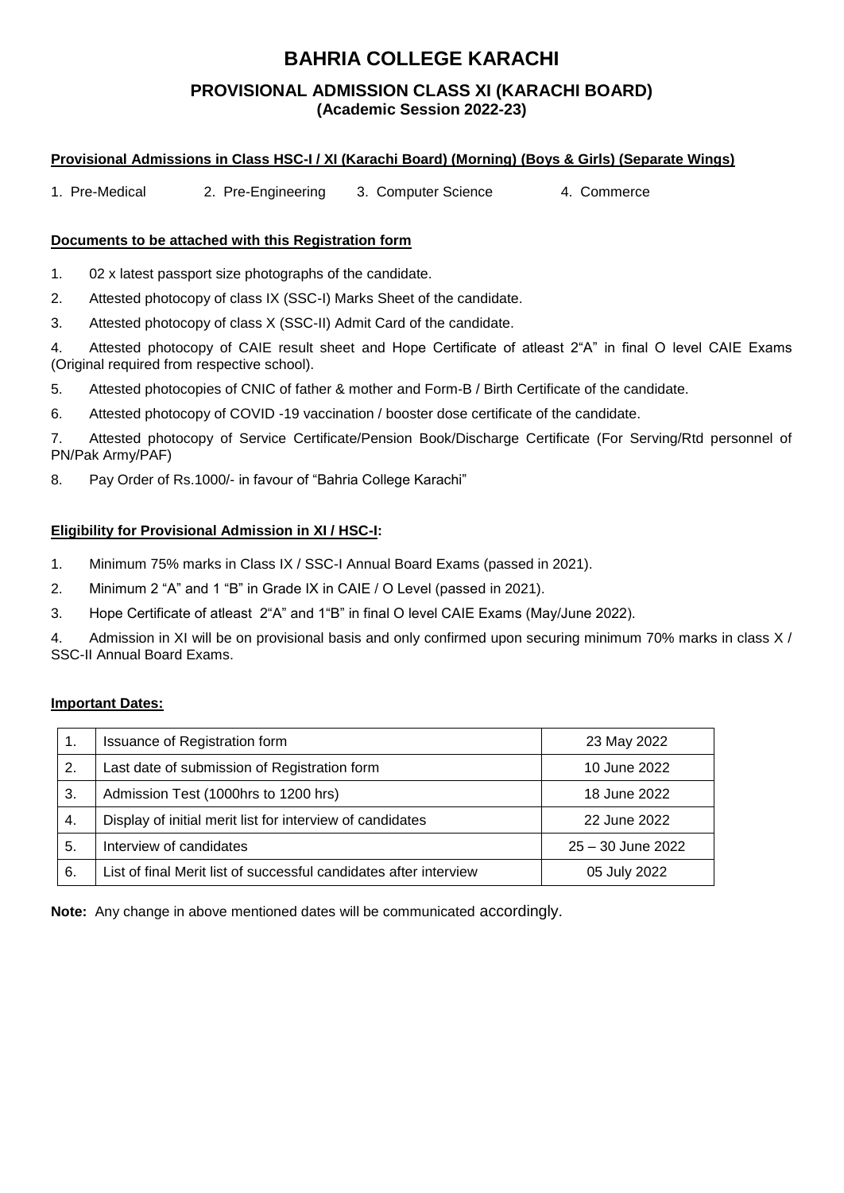# BAHRIA COLLEGE KARACHI

## PROVISIONAL ADMISSION CLASS XI (KARACHI BOARD)

**(Academic Session 2022-23)**

**Provisional Admissions in Class HSC-I / XI (Karachi Board) (Morning) (Boys & Girls) (Separate Wings)**

1. Pre-Medical 2. Pre-Engineering 3. Computer Science 4. Commerce

**Documents to be attached with this Registration form**

1. 02 x latest passport size photographs of the candidate.
2. Attested photocopy of class IX (SSC-I) Marks Sheet of the candidate.
3. Attested photocopy of class X (SSC-II) Admit Card of the candidate.
4. Attested photocopy of CAIE result sheet and Hope Certificate of atleast 2"A" in final O level CAIE Exams (Original required from respective school).
5. Attested photocopies of CNIC of father & mother and Form-B / Birth Certificate of the candidate.
6. Attested photocopy of COVID -19 vaccination / booster dose certificate of the candidate.
7. Attested photocopy of Service Certificate/Pension Book/Discharge Certificate (For Serving/Rtd personnel of PN/Pak Army/PAF)
8. Pay Order of Rs.1000/- in favour of "Bahria College Karachi"

**Eligibility for Provisional Admission in XI / HSC-I:**

1. Minimum 75% marks in Class IX / SSC-I Annual Board Exams (passed in 2021).
2. Minimum 2 "A" and 1 "B" in Grade IX in CAIE / O Level (passed in 2021).
3. Hope Certificate of atleast 2"A" and 1"B" in final O level CAIE Exams (May/June 2022).
4. Admission in XI will be on provisional basis and only confirmed upon securing minimum 70% marks in class X / SSC-II Annual Board Exams.

**Important Dates:**

| | | |
|---|---|---|
| 1. | Issuance of Registration form | 23 May 2022 |
| 2. | Last date of submission of Registration form | 10 June 2022 |
| 3. | Admission Test (1000hrs to 1200 hrs) | 18 June 2022 |
| 4. | Display of initial merit list for interview of candidates | 22 June 2022 |
| 5. | Interview of candidates | 25 – 30 June 2022 |
| 6. | List of final Merit list of successful candidates after interview | 05 July 2022 |

**Note:** Any change in above mentioned dates will be communicated accordingly.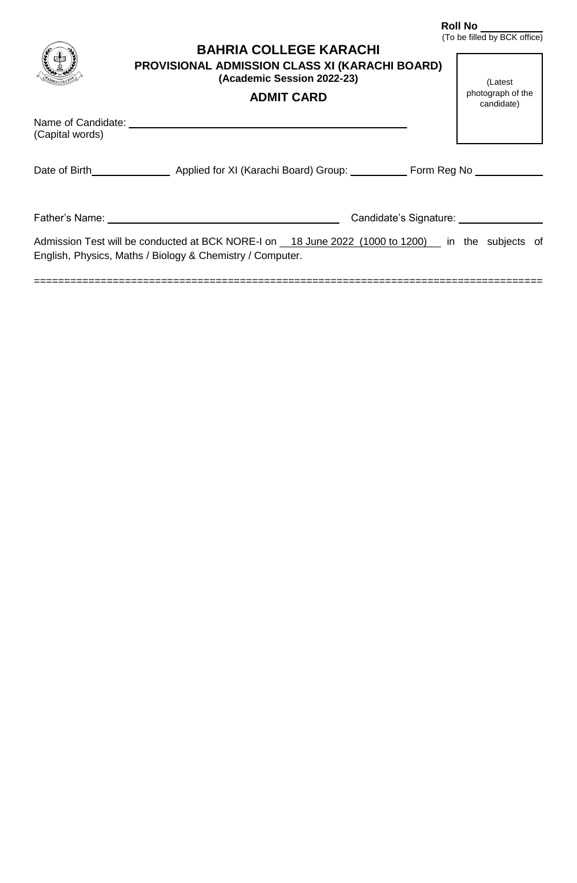Roll No ________
(To be filled by BCK office)

# BAHRIA COLLEGE KARACHI

## PROVISIONAL ADMISSION CLASS XI (KARACHI BOARD)

**(Academic Session 2022-23)**

## ADMIT CARD

(Latest photograph of the candidate)

Name of Candidate: ________________________________
(Capital words)

Date of Birth____________ Applied for XI (Karachi Board) Group: _________ Form Reg No __________

Father's Name: ________________________________ Candidate's Signature: ______________

Admission Test will be conducted at BCK NORE-I on 18 June 2022 (1000 to 1200) in the subjects of English, Physics, Maths / Biology & Chemistry / Computer.

================================================================================